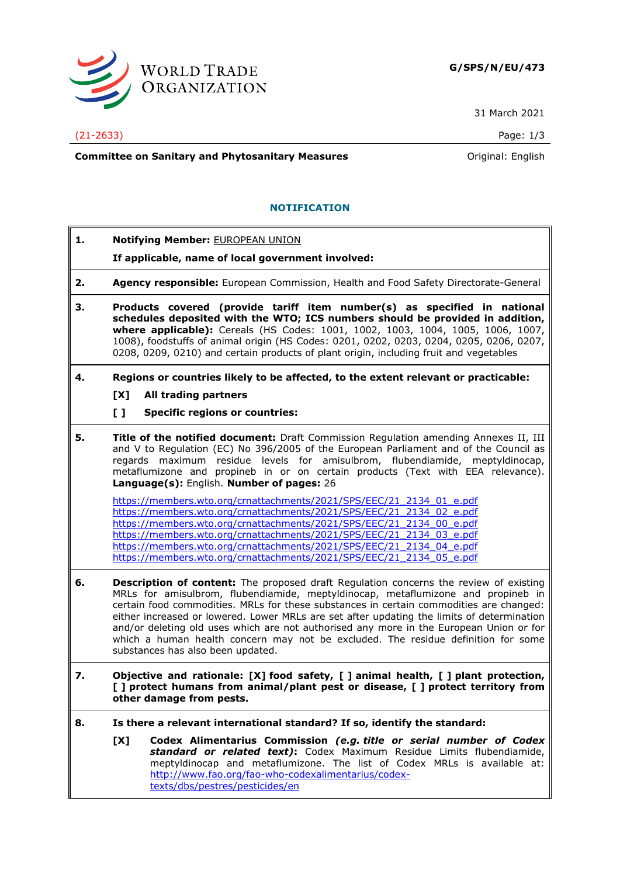G/SPS/N/EU/473

31 March 2021

(21-2633)

Committee on Sanitary and Phytosanitary Measures

Original: English

## NOTIFICATION

**1. Notifying Member:** EUROPEAN UNION

**If applicable, name of local government involved:**

**2. Agency responsible:** European Commission, Health and Food Safety Directorate-General

**3. Products covered (provide tariff item number(s) as specified in national schedules deposited with the WTO; ICS numbers should be provided in addition, where applicable):** Cereals (HS Codes: 1001, 1002, 1003, 1004, 1005, 1006, 1007, 1008), foodstuffs of animal origin (HS Codes: 0201, 0202, 0203, 0204, 0205, 0206, 0207, 0208, 0209, 0210) and certain products of plant origin, including fruit and vegetables

**4. Regions or countries likely to be affected, to the extent relevant or practicable:**

**[X] All trading partners**

**[ ] Specific regions or countries:**

**5. Title of the notified document:** Draft Commission Regulation amending Annexes II, III and V to Regulation (EC) No 396/2005 of the European Parliament and of the Council as regards maximum residue levels for amisulbrom, flubendiamide, meptyldinocap, metaflumizone and propineb in or on certain products (Text with EEA relevance). **Language(s):** English. **Number of pages:** 26

https://members.wto.org/crnattachments/2021/SPS/EEC/21_2134_01_e.pdf
https://members.wto.org/crnattachments/2021/SPS/EEC/21_2134_02_e.pdf
https://members.wto.org/crnattachments/2021/SPS/EEC/21_2134_00_e.pdf
https://members.wto.org/crnattachments/2021/SPS/EEC/21_2134_03_e.pdf
https://members.wto.org/crnattachments/2021/SPS/EEC/21_2134_04_e.pdf
https://members.wto.org/crnattachments/2021/SPS/EEC/21_2134_05_e.pdf

**6. Description of content:** The proposed draft Regulation concerns the review of existing MRLs for amisulbrom, flubendiamide, meptyldinocap, metaflumizone and propineb in certain food commodities. MRLs for these substances in certain commodities are changed: either increased or lowered. Lower MRLs are set after updating the limits of determination and/or deleting old uses which are not authorised any more in the European Union or for which a human health concern may not be excluded. The residue definition for some substances has also been updated.

**7. Objective and rationale: [X] food safety, [ ] animal health, [ ] plant protection, [ ] protect humans from animal/plant pest or disease, [ ] protect territory from other damage from pests.**

**8. Is there a relevant international standard? If so, identify the standard:**

**[X] Codex Alimentarius Commission *(e.g. title or serial number of Codex standard or related text)*:** Codex Maximum Residue Limits flubendiamide, meptyldinocap and metaflumizone. The list of Codex MRLs is available at: http://www.fao.org/fao-who-codexalimentarius/codex-texts/dbs/pestres/pesticides/en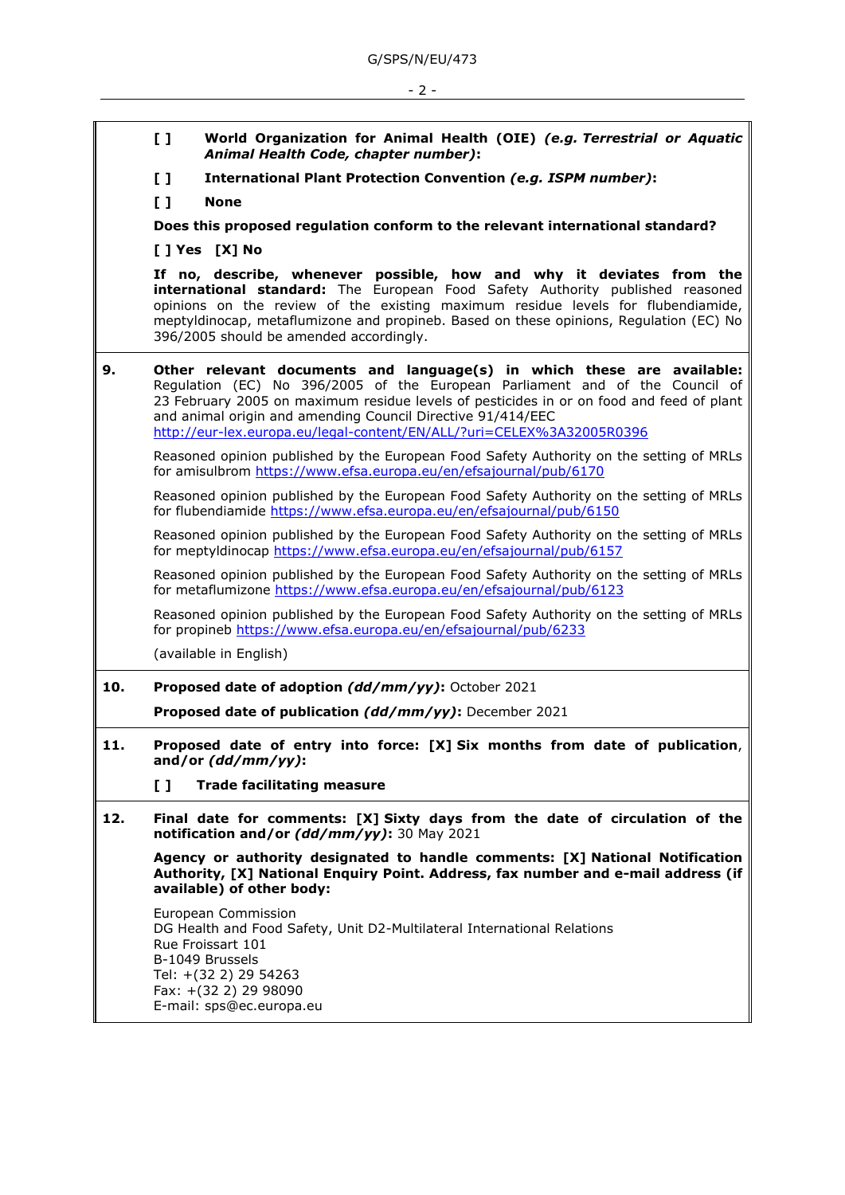**[ ]** **World Organization for Animal Health (OIE)** ***(e.g. Terrestrial or Aquatic Animal Health Code, chapter number)*****:**

**[ ]** **International Plant Protection Convention** ***(e.g. ISPM number)*****:**

**[ ]** **None**

**Does this proposed regulation conform to the relevant international standard?**

**[ ] Yes [X] No**

**If no, describe, whenever possible, how and why it deviates from the international standard:** The European Food Safety Authority published reasoned opinions on the review of the existing maximum residue levels for flubendiamide, meptyldinocap, metaflumizone and propineb. Based on these opinions, Regulation (EC) No 396/2005 should be amended accordingly.

**9.** **Other relevant documents and language(s) in which these are available:** Regulation (EC) No 396/2005 of the European Parliament and of the Council of 23 February 2005 on maximum residue levels of pesticides in or on food and feed of plant and animal origin and amending Council Directive 91/414/EEC http://eur-lex.europa.eu/legal-content/EN/ALL/?uri=CELEX%3A32005R0396

Reasoned opinion published by the European Food Safety Authority on the setting of MRLs for amisulbrom https://www.efsa.europa.eu/en/efsajournal/pub/6170

Reasoned opinion published by the European Food Safety Authority on the setting of MRLs for flubendiamide https://www.efsa.europa.eu/en/efsajournal/pub/6150

Reasoned opinion published by the European Food Safety Authority on the setting of MRLs for meptyldinocap https://www.efsa.europa.eu/en/efsajournal/pub/6157

Reasoned opinion published by the European Food Safety Authority on the setting of MRLs for metaflumizone https://www.efsa.europa.eu/en/efsajournal/pub/6123

Reasoned opinion published by the European Food Safety Authority on the setting of MRLs for propineb https://www.efsa.europa.eu/en/efsajournal/pub/6233

(available in English)

**10.** **Proposed date of adoption** ***(dd/mm/yy)*****:** October 2021

**Proposed date of publication** ***(dd/mm/yy)*****:** December 2021

**11.** **Proposed date of entry into force: [X] Six months from date of publication**, **and/or** ***(dd/mm/yy)*****:**

**[ ]** **Trade facilitating measure**

**12.** **Final date for comments: [X] Sixty days from the date of circulation of the notification and/or** ***(dd/mm/yy)*****:** 30 May 2021

**Agency or authority designated to handle comments: [X] National Notification Authority, [X] National Enquiry Point. Address, fax number and e-mail address (if available) of other body:**

European Commission
DG Health and Food Safety, Unit D2-Multilateral International Relations
Rue Froissart 101
B-1049 Brussels
Tel: +(32 2) 29 54263
Fax: +(32 2) 29 98090
E-mail: sps@ec.europa.eu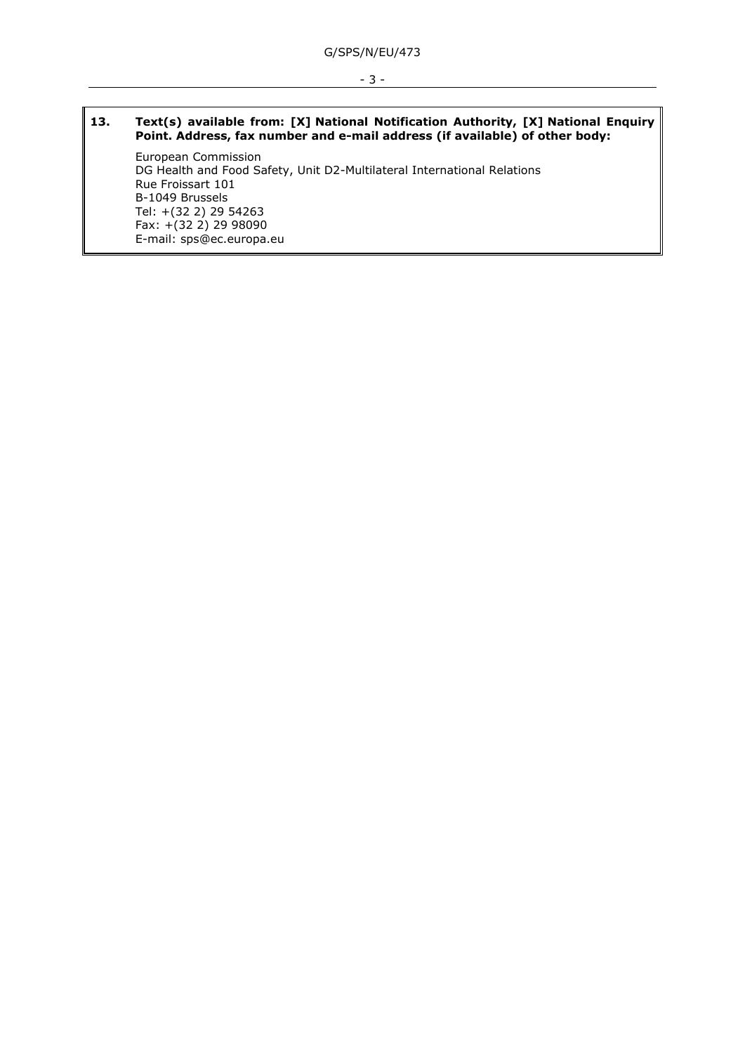**13. Text(s) available from: [X] National Notification Authority, [X] National Enquiry Point. Address, fax number and e-mail address (if available) of other body:**

European Commission
DG Health and Food Safety, Unit D2-Multilateral International Relations
Rue Froissart 101
B-1049 Brussels
Tel: +(32 2) 29 54263
Fax: +(32 2) 29 98090
E-mail: sps@ec.europa.eu